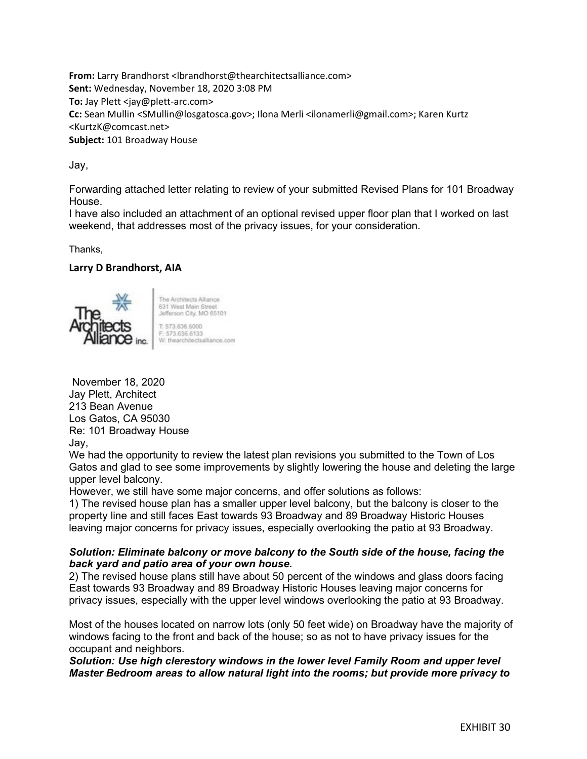**From:** Larry Brandhorst <lbrandhorst@thearchitectsalliance.com>
**Sent:** Wednesday, November 18, 2020 3:08 PM
**To:** Jay Plett <jay@plett-arc.com>
**Cc:** Sean Mullin <SMullin@losgatosca.gov>; Ilona Merli <ilonamerli@gmail.com>; Karen Kurtz <KurtzK@comcast.net>
**Subject:** 101 Broadway House

Jay,

Forwarding attached letter relating to review of your submitted Revised Plans for 101 Broadway House.
I have also included an attachment of an optional revised upper floor plan that I worked on last weekend, that addresses most of the privacy issues, for your consideration.

Thanks,

**Larry D Brandhorst, AIA**

The Architects Alliance inc.
The Architects Alliance
631 West Main Street
Jefferson City, MO 65101
T: 573.636.5000
F: 573.636.6133
W: thearchitectsalliance.com

November 18, 2020
Jay Plett, Architect
213 Bean Avenue
Los Gatos, CA 95030
Re: 101 Broadway House
Jay,
We had the opportunity to review the latest plan revisions you submitted to the Town of Los Gatos and glad to see some improvements by slightly lowering the house and deleting the large upper level balcony.
However, we still have some major concerns, and offer solutions as follows:
1) The revised house plan has a smaller upper level balcony, but the balcony is closer to the property line and still faces East towards 93 Broadway and 89 Broadway Historic Houses leaving major concerns for privacy issues, especially overlooking the patio at 93 Broadway.

***Solution: Eliminate balcony or move balcony to the South side of the house, facing the back yard and patio area of your own house.***
2) The revised house plans still have about 50 percent of the windows and glass doors facing East towards 93 Broadway and 89 Broadway Historic Houses leaving major concerns for privacy issues, especially with the upper level windows overlooking the patio at 93 Broadway.

Most of the houses located on narrow lots (only 50 feet wide) on Broadway have the majority of windows facing to the front and back of the house; so as not to have privacy issues for the occupant and neighbors.
***Solution: Use high clerestory windows in the lower level Family Room and upper level Master Bedroom areas to allow natural light into the rooms; but provide more privacy to***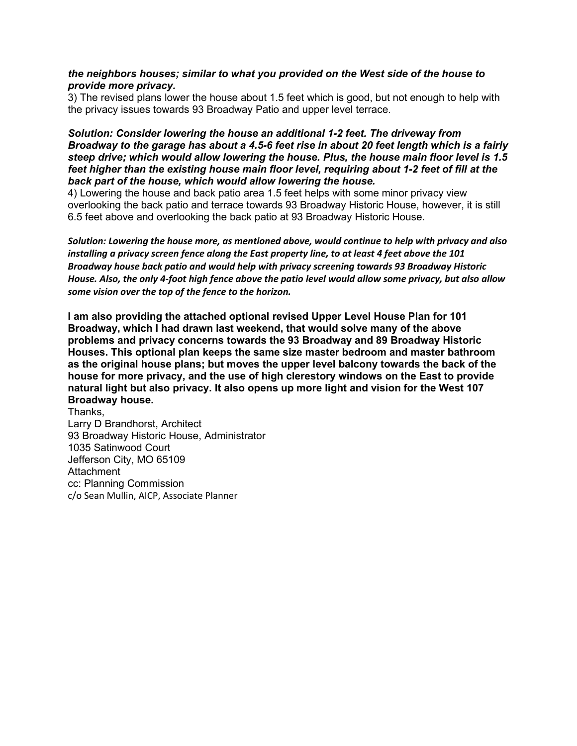***the neighbors houses; similar to what you provided on the West side of the house to provide more privacy.***

3) The revised plans lower the house about 1.5 feet which is good, but not enough to help with the privacy issues towards 93 Broadway Patio and upper level terrace.

***Solution: Consider lowering the house an additional 1-2 feet. The driveway from Broadway to the garage has about a 4.5-6 feet rise in about 20 feet length which is a fairly steep drive; which would allow lowering the house. Plus, the house main floor level is 1.5 feet higher than the existing house main floor level, requiring about 1-2 feet of fill at the back part of the house, which would allow lowering the house.***

4) Lowering the house and back patio area 1.5 feet helps with some minor privacy view overlooking the back patio and terrace towards 93 Broadway Historic House, however, it is still 6.5 feet above and overlooking the back patio at 93 Broadway Historic House.

***Solution: Lowering the house more, as mentioned above, would continue to help with privacy and also installing a privacy screen fence along the East property line, to at least 4 feet above the 101 Broadway house back patio and would help with privacy screening towards 93 Broadway Historic House. Also, the only 4-foot high fence above the patio level would allow some privacy, but also allow some vision over the top of the fence to the horizon.***

**I am also providing the attached optional revised Upper Level House Plan for 101 Broadway, which I had drawn last weekend, that would solve many of the above problems and privacy concerns towards the 93 Broadway and 89 Broadway Historic Houses. This optional plan keeps the same size master bedroom and master bathroom as the original house plans; but moves the upper level balcony towards the back of the house for more privacy, and the use of high clerestory windows on the East to provide natural light but also privacy. It also opens up more light and vision for the West 107 Broadway house.**

Thanks,
Larry D Brandhorst, Architect
93 Broadway Historic House, Administrator
1035 Satinwood Court
Jefferson City, MO 65109
Attachment
cc: Planning Commission
c/o Sean Mullin, AICP, Associate Planner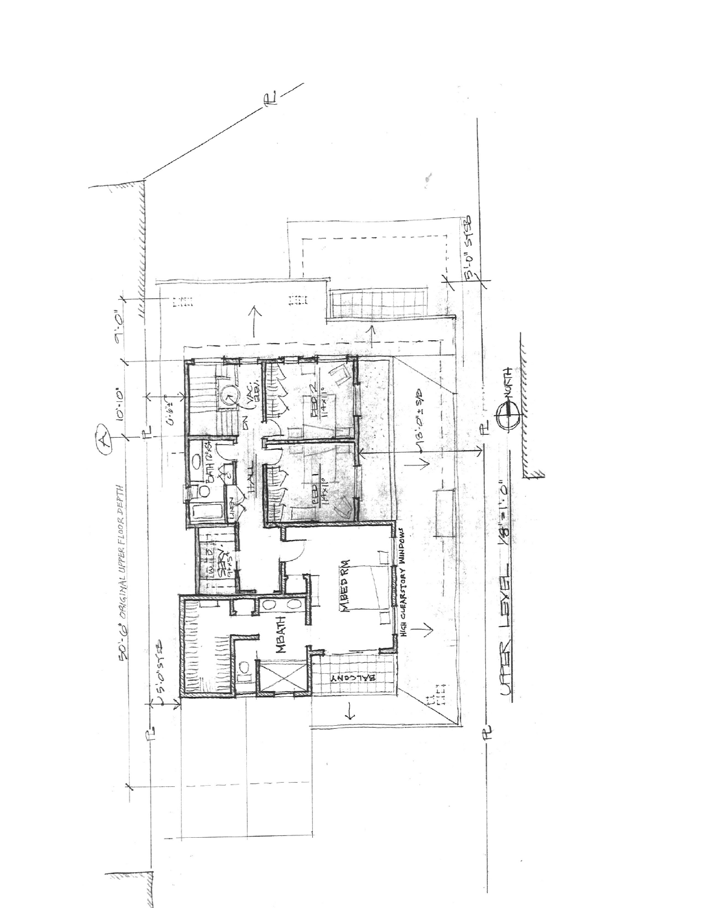UPPER LEVEL 1/8" = 1'-0"

50'-6" ORIGINAL UPPER FLOOR DEPTH

A

10'-10"

7'-0"

6'-6"±

5'-0" STSB

5'-0" STSB

18'-0" ± SYB

BATH 12'x5'4"

LINEN

HALL

DN

VAC. ELEV.

BED 2 14'x11'0"

BED 1 14'x11'0"

W/D SERV. 9'x5'

M.BEDRM

MBATH

HIGH CLEARSTORY WINDOWS

BALCONY

NORTH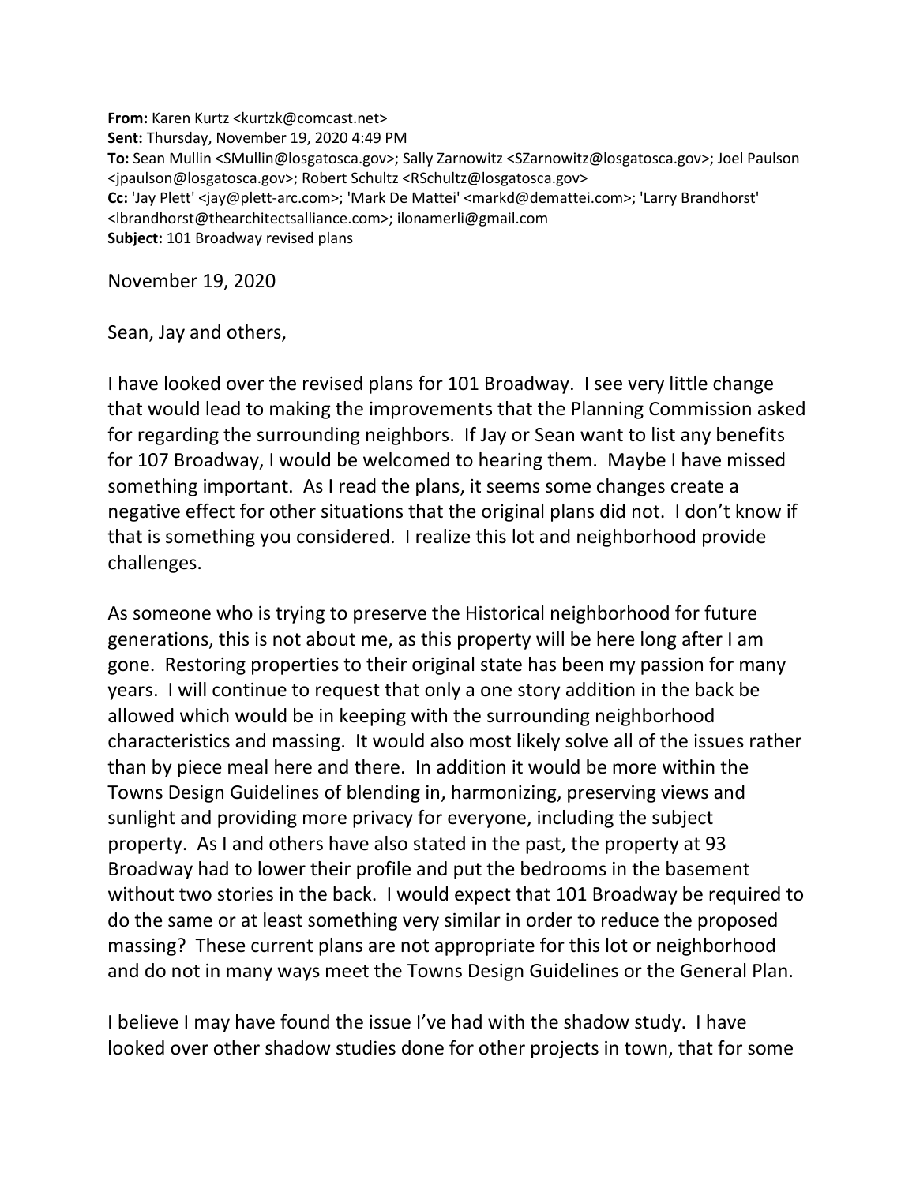**From:** Karen Kurtz <kurtzk@comcast.net>
**Sent:** Thursday, November 19, 2020 4:49 PM
**To:** Sean Mullin <SMullin@losgatosca.gov>; Sally Zarnowitz <SZarnowitz@losgatosca.gov>; Joel Paulson <jpaulson@losgatosca.gov>; Robert Schultz <RSchultz@losgatosca.gov>
**Cc:** 'Jay Plett' <jay@plett-arc.com>; 'Mark De Mattei' <markd@demattei.com>; 'Larry Brandhorst' <lbrandhorst@thearchitectsalliance.com>; ilonamerli@gmail.com
**Subject:** 101 Broadway revised plans

November 19, 2020

Sean, Jay and others,

I have looked over the revised plans for 101 Broadway. I see very little change that would lead to making the improvements that the Planning Commission asked for regarding the surrounding neighbors. If Jay or Sean want to list any benefits for 107 Broadway, I would be welcomed to hearing them. Maybe I have missed something important. As I read the plans, it seems some changes create a negative effect for other situations that the original plans did not. I don't know if that is something you considered. I realize this lot and neighborhood provide challenges.

As someone who is trying to preserve the Historical neighborhood for future generations, this is not about me, as this property will be here long after I am gone. Restoring properties to their original state has been my passion for many years. I will continue to request that only a one story addition in the back be allowed which would be in keeping with the surrounding neighborhood characteristics and massing. It would also most likely solve all of the issues rather than by piece meal here and there. In addition it would be more within the Towns Design Guidelines of blending in, harmonizing, preserving views and sunlight and providing more privacy for everyone, including the subject property. As I and others have also stated in the past, the property at 93 Broadway had to lower their profile and put the bedrooms in the basement without two stories in the back. I would expect that 101 Broadway be required to do the same or at least something very similar in order to reduce the proposed massing? These current plans are not appropriate for this lot or neighborhood and do not in many ways meet the Towns Design Guidelines or the General Plan.

I believe I may have found the issue I've had with the shadow study. I have looked over other shadow studies done for other projects in town, that for some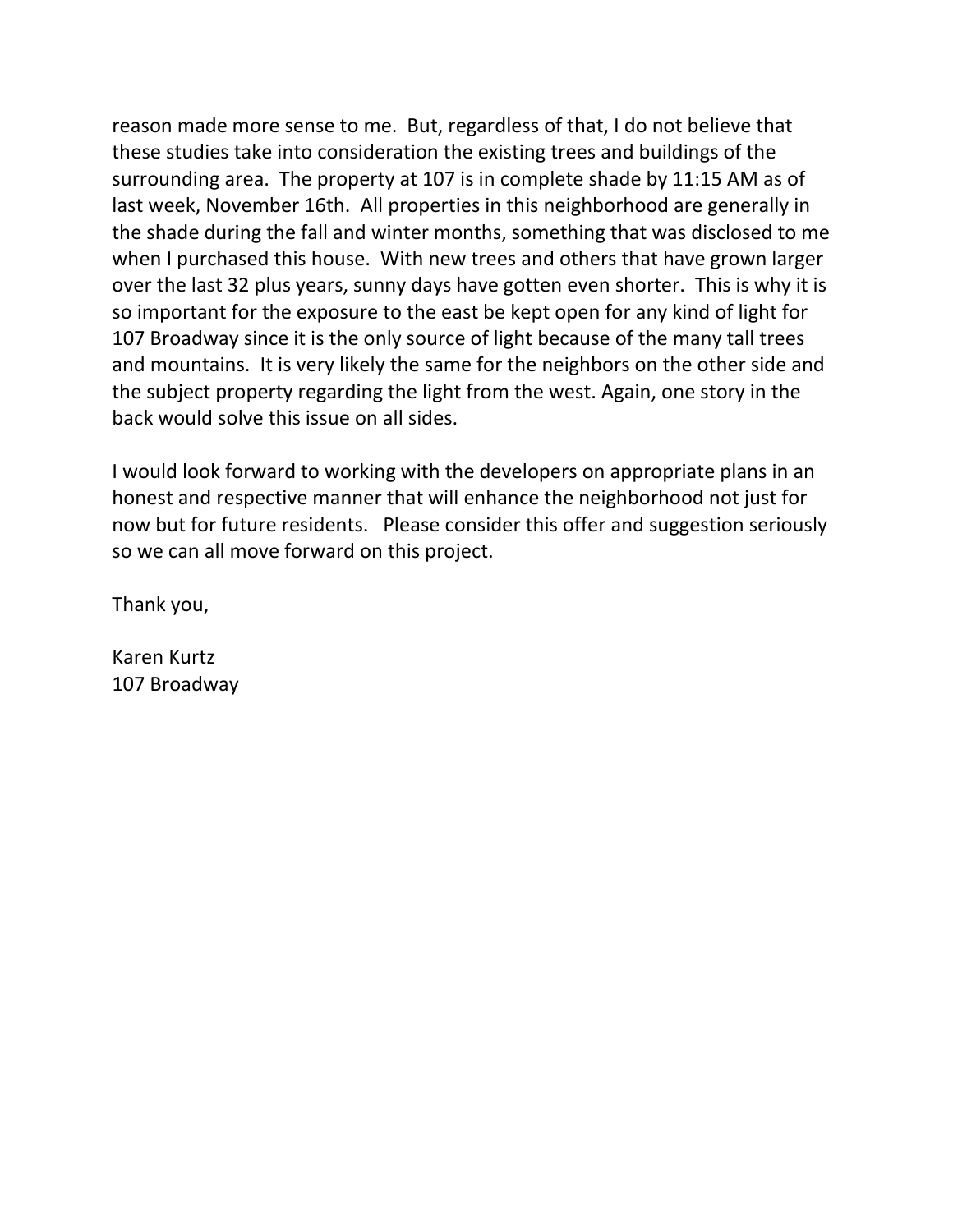reason made more sense to me. But, regardless of that, I do not believe that these studies take into consideration the existing trees and buildings of the surrounding area. The property at 107 is in complete shade by 11:15 AM as of last week, November 16th. All properties in this neighborhood are generally in the shade during the fall and winter months, something that was disclosed to me when I purchased this house. With new trees and others that have grown larger over the last 32 plus years, sunny days have gotten even shorter. This is why it is so important for the exposure to the east be kept open for any kind of light for 107 Broadway since it is the only source of light because of the many tall trees and mountains. It is very likely the same for the neighbors on the other side and the subject property regarding the light from the west. Again, one story in the back would solve this issue on all sides.

I would look forward to working with the developers on appropriate plans in an honest and respective manner that will enhance the neighborhood not just for now but for future residents. Please consider this offer and suggestion seriously so we can all move forward on this project.

Thank you,

Karen Kurtz
107 Broadway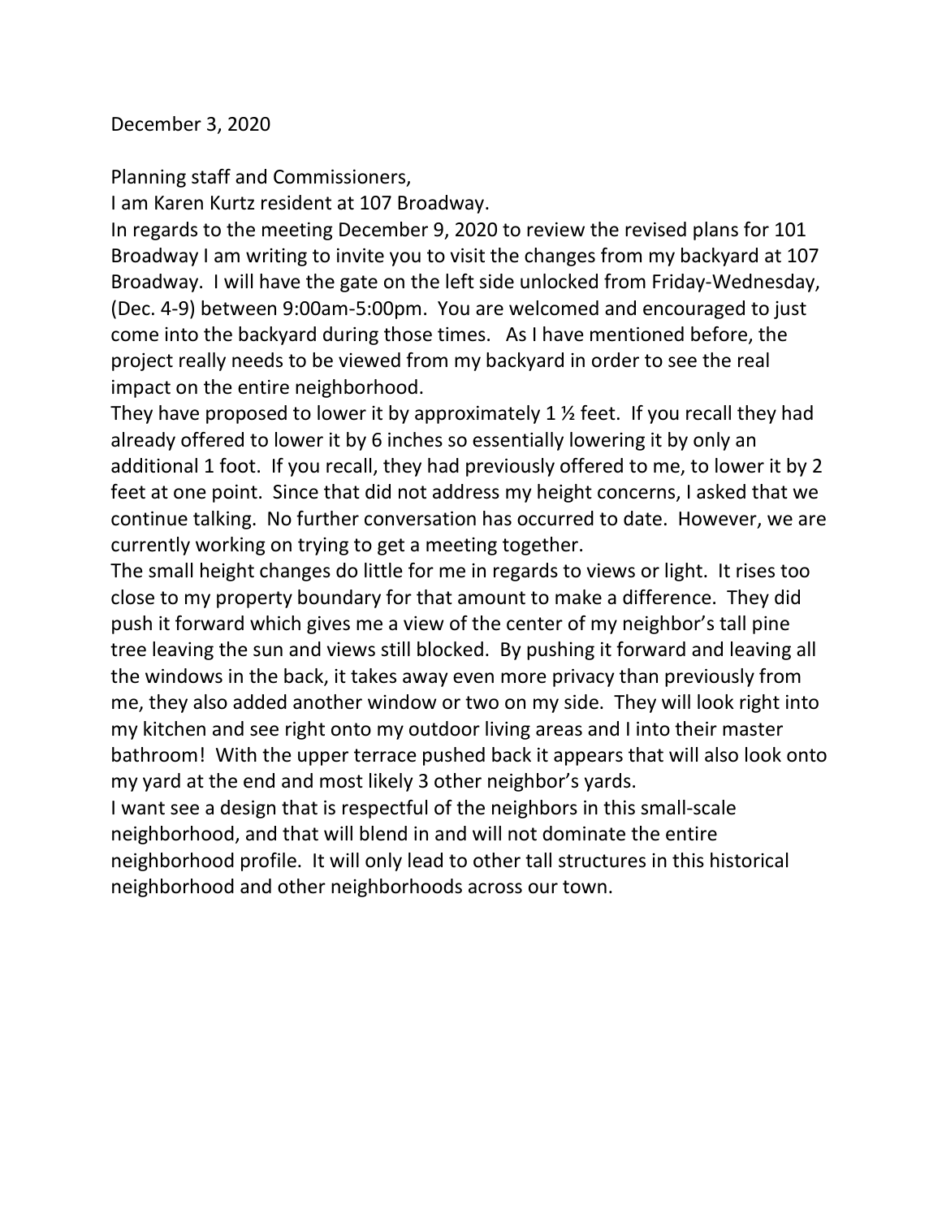December 3, 2020

Planning staff and Commissioners,

I am Karen Kurtz resident at 107 Broadway.

In regards to the meeting December 9, 2020 to review the revised plans for 101 Broadway I am writing to invite you to visit the changes from my backyard at 107 Broadway. I will have the gate on the left side unlocked from Friday-Wednesday, (Dec. 4-9) between 9:00am-5:00pm. You are welcomed and encouraged to just come into the backyard during those times. As I have mentioned before, the project really needs to be viewed from my backyard in order to see the real impact on the entire neighborhood.

They have proposed to lower it by approximately 1 ½ feet. If you recall they had already offered to lower it by 6 inches so essentially lowering it by only an additional 1 foot. If you recall, they had previously offered to me, to lower it by 2 feet at one point. Since that did not address my height concerns, I asked that we continue talking. No further conversation has occurred to date. However, we are currently working on trying to get a meeting together.

The small height changes do little for me in regards to views or light. It rises too close to my property boundary for that amount to make a difference. They did push it forward which gives me a view of the center of my neighbor's tall pine tree leaving the sun and views still blocked. By pushing it forward and leaving all the windows in the back, it takes away even more privacy than previously from me, they also added another window or two on my side. They will look right into my kitchen and see right onto my outdoor living areas and I into their master bathroom! With the upper terrace pushed back it appears that will also look onto my yard at the end and most likely 3 other neighbor's yards.

I want see a design that is respectful of the neighbors in this small-scale neighborhood, and that will blend in and will not dominate the entire neighborhood profile. It will only lead to other tall structures in this historical neighborhood and other neighborhoods across our town.